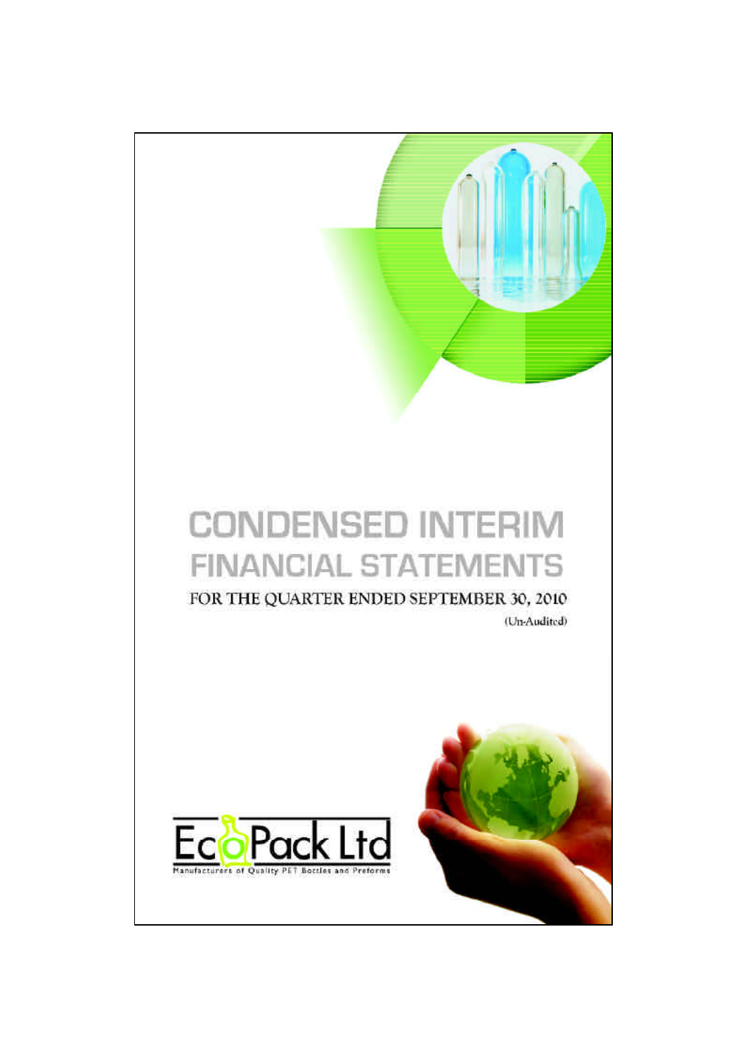# CONDENSED INTERIM FINANCIAL STATEMENTS

FOR THE QUARTER ENDED SEPTEMBER 30, 2010

(Un-Audited)

EcoPack Ltd

Manufacturers of Quality PET Bottles and Preforms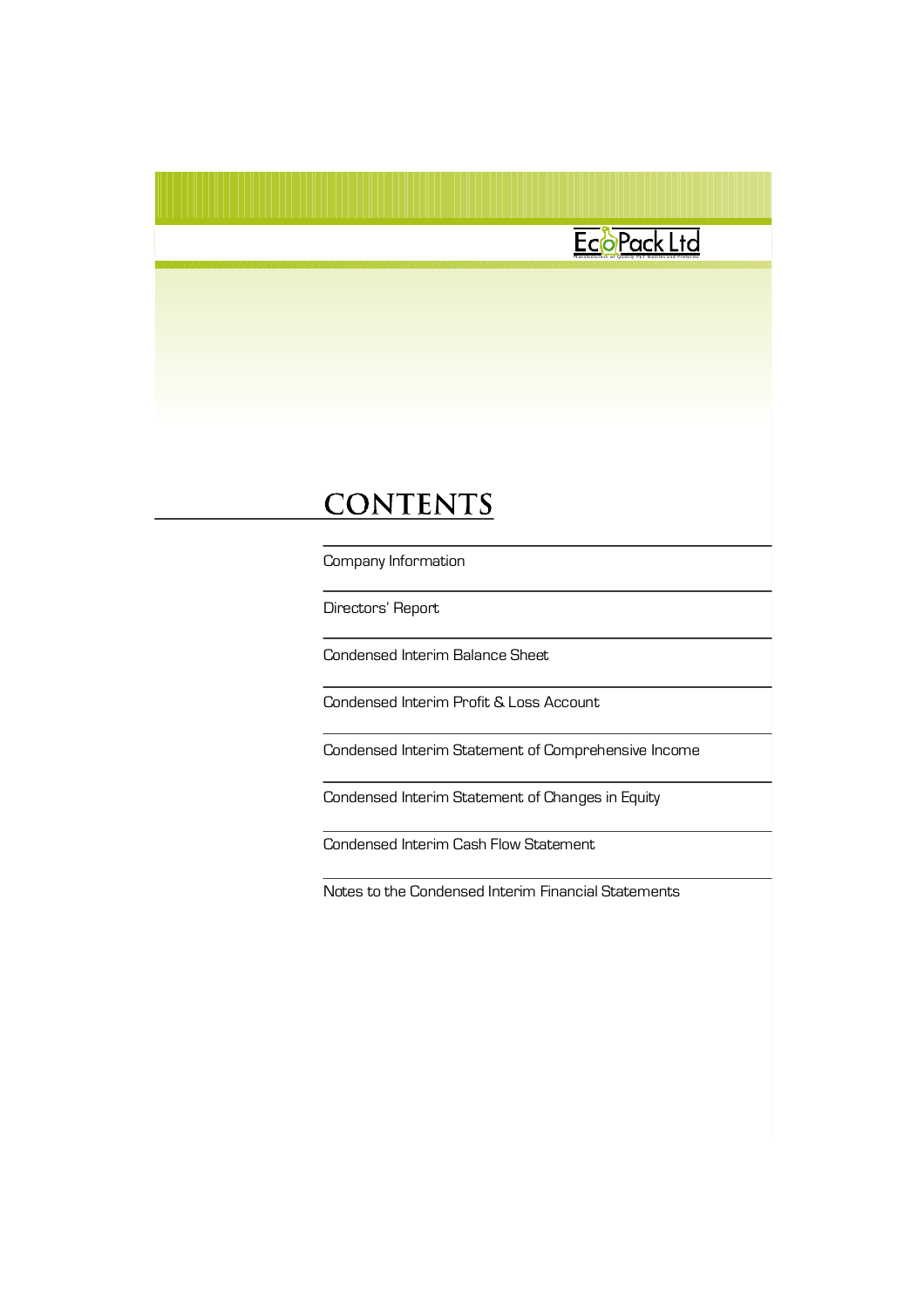EcoPack Ltd

# CONTENTS

Company Information

Directors' Report

Condensed Interim Balance Sheet

Condensed Interim Profit & Loss Account

Condensed Interim Statement of Comprehensive Income

Condensed Interim Statement of Changes in Equity

Condensed Interim Cash Flow Statement

Notes to the Condensed Interim Financial Statements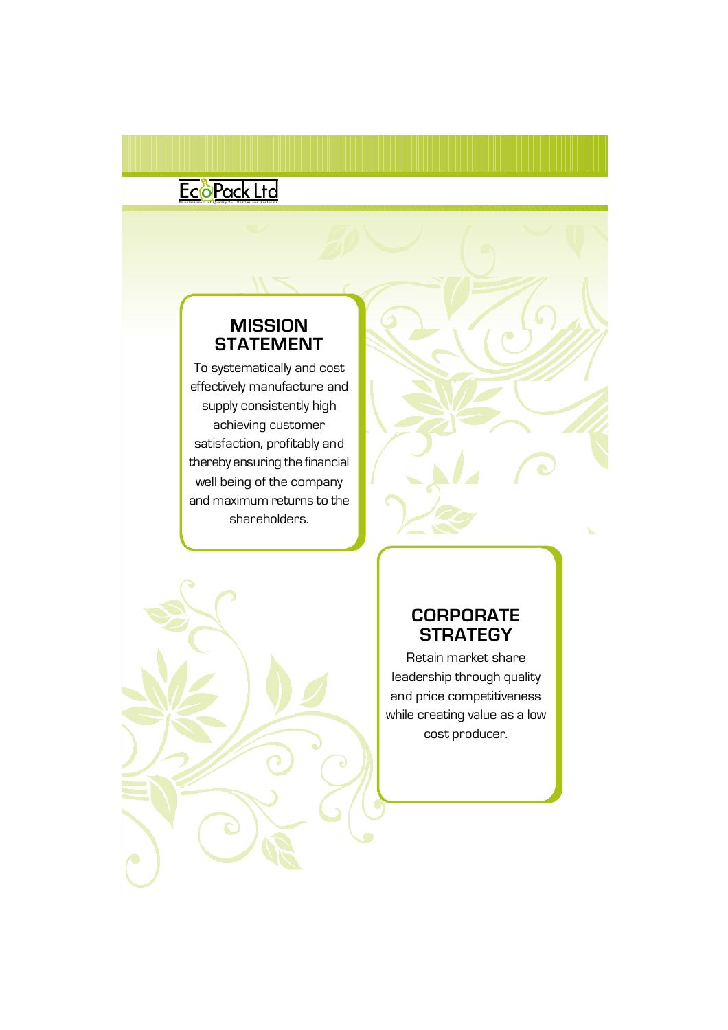## MISSION STATEMENT

To systematically and cost effectively manufacture and supply consistently high achieving customer satisfaction, profitably and thereby ensuring the financial well being of the company and maximum returns to the shareholders.

## CORPORATE STRATEGY

Retain market share leadership through quality and price competitiveness while creating value as a low cost producer.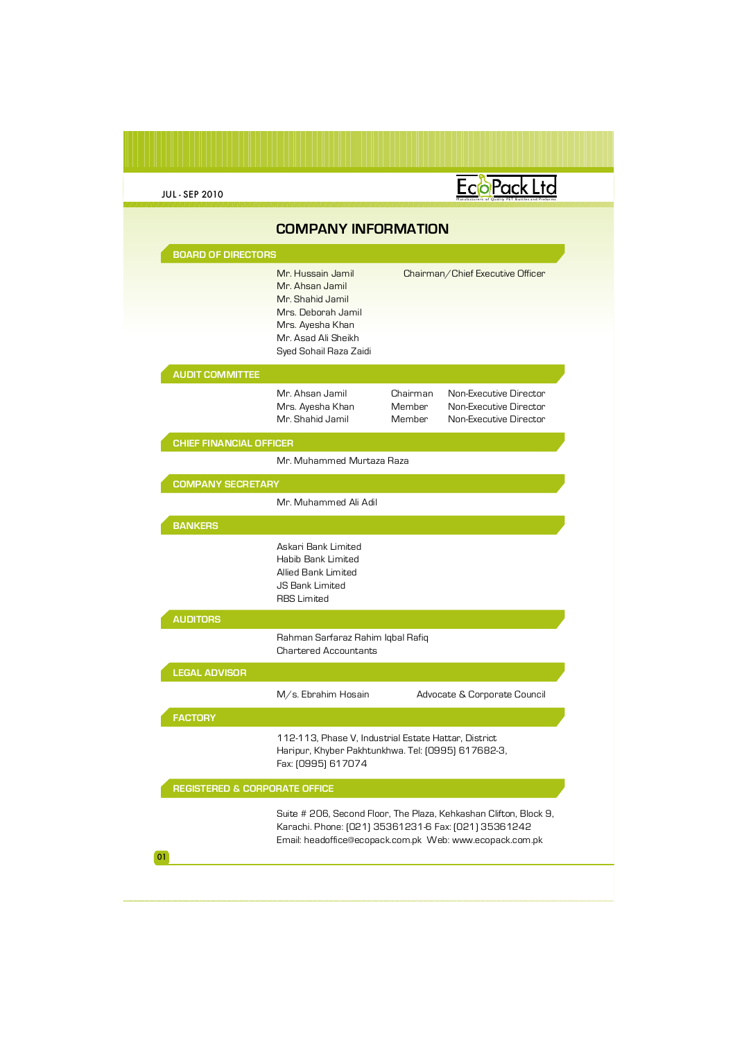# COMPANY INFORMATION

## BOARD OF DIRECTORS

| | |
|---|---|
| Mr. Hussain Jamil | Chairman/Chief Executive Officer |
| Mr. Ahsan Jamil | |
| Mr. Shahid Jamil | |
| Mrs. Deborah Jamil | |
| Mrs. Ayesha Khan | |
| Mr. Asad Ali Sheikh | |
| Syed Sohail Raza Zaidi | |

## AUDIT COMMITTEE

| | | |
|---|---|---|
| Mr. Ahsan Jamil | Chairman | Non-Executive Director |
| Mrs. Ayesha Khan | Member | Non-Executive Director |
| Mr. Shahid Jamil | Member | Non-Executive Director |

## CHIEF FINANCIAL OFFICER

Mr. Muhammed Murtaza Raza

## COMPANY SECRETARY

Mr. Muhammed Ali Adil

## BANKERS

Askari Bank Limited
Habib Bank Limited
Allied Bank Limited
JS Bank Limited
RBS Limited

## AUDITORS

Rahman Sarfaraz Rahim Iqbal Rafiq
Chartered Accountants

## LEGAL ADVISOR

M/s. Ebrahim Hosain — Advocate & Corporate Council

## FACTORY

112-113, Phase V, Industrial Estate Hattar, District Haripur, Khyber Pakhtunkhwa. Tel: (0995) 617682-3, Fax: (0995) 617074

## REGISTERED & CORPORATE OFFICE

Suite # 206, Second Floor, The Plaza, Kehkashan Clifton, Block 9, Karachi. Phone: (021) 35361231-6 Fax: (021) 35361242
Email: headoffice@ecopack.com.pk Web: www.ecopack.com.pk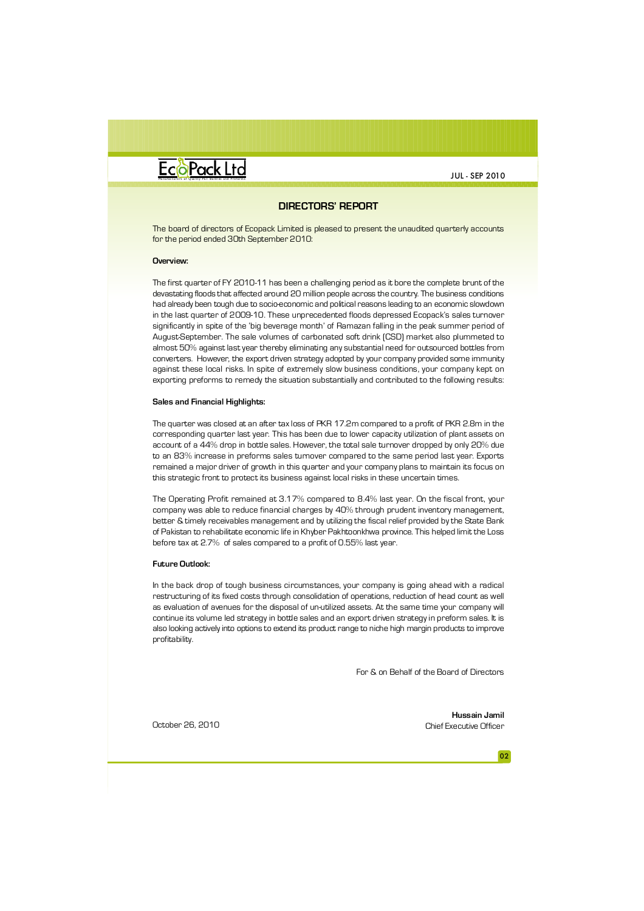# DIRECTORS' REPORT

The board of directors of Ecopack Limited is pleased to present the unaudited quarterly accounts for the period ended 30th September 2010:

**Overview:**

The first quarter of FY 2010-11 has been a challenging period as it bore the complete brunt of the devastating floods that affected around 20 million people across the country. The business conditions had already been tough due to socio-economic and political reasons leading to an economic slowdown in the last quarter of 2009-10. These unprecedented floods depressed Ecopack's sales turnover significantly in spite of the 'big beverage month' of Ramazan falling in the peak summer period of August-September. The sale volumes of carbonated soft drink (CSD) market also plummeted to almost 50% against last year thereby eliminating any substantial need for outsourced bottles from converters. However, the export driven strategy adopted by your company provided some immunity against these local risks. In spite of extremely slow business conditions, your company kept on exporting preforms to remedy the situation substantially and contributed to the following results:

**Sales and Financial Highlights:**

The quarter was closed at an after tax loss of PKR 17.2m compared to a profit of PKR 2.8m in the corresponding quarter last year. This has been due to lower capacity utilization of plant assets on account of a 44% drop in bottle sales. However, the total sale turnover dropped by only 20% due to an 83% increase in preforms sales turnover compared to the same period last year. Exports remained a major driver of growth in this quarter and your company plans to maintain its focus on this strategic front to protect its business against local risks in these uncertain times.

The Operating Profit remained at 3.17% compared to 8.4% last year. On the fiscal front, your company was able to reduce financial charges by 40% through prudent inventory management, better & timely receivables management and by utilizing the fiscal relief provided by the State Bank of Pakistan to rehabilitate economic life in Khyber Pakhtoonkhwa province. This helped limit the Loss before tax at 2.7% of sales compared to a profit of 0.55% last year.

**Future Outlook:**

In the back drop of tough business circumstances, your company is going ahead with a radical restructuring of its fixed costs through consolidation of operations, reduction of head count as well as evaluation of avenues for the disposal of un-utilized assets. At the same time your company will continue its volume led strategy in bottle sales and an export driven strategy in preform sales. It is also looking actively into options to extend its product range to niche high margin products to improve profitability.

For & on Behalf of the Board of Directors

**Hussain Jamil**
Chief Executive Officer

October 26, 2010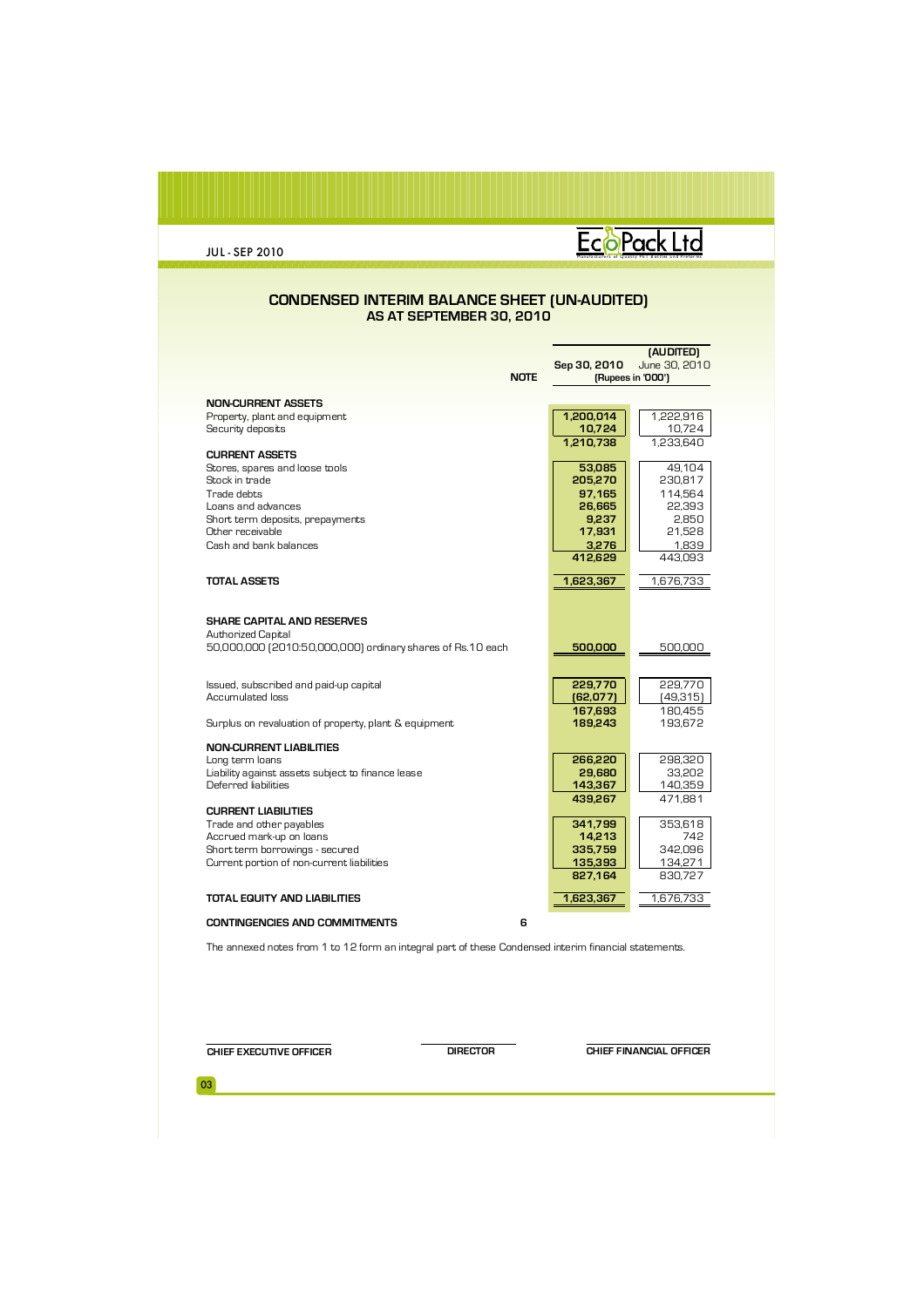# CONDENSED INTERIM BALANCE SHEET (UN-AUDITED)
## AS AT SEPTEMBER 30, 2010

| | NOTE | Sep 30, 2010 | (AUDITED) June 30, 2010 |
|---|---|---|---|
| | | (Rupees in '000') | |
| **NON-CURRENT ASSETS** | | | |
| Property, plant and equipment | | **1,200,014** | 1,222,916 |
| Security deposits | | **10,724** | 10,724 |
| | | **1,210,738** | 1,233,640 |
| **CURRENT ASSETS** | | | |
| Stores, spares and loose tools | | **53,085** | 49,104 |
| Stock in trade | | **205,270** | 230,817 |
| Trade debts | | **97,165** | 114,564 |
| Loans and advances | | **26,665** | 22,393 |
| Short term deposits, prepayments | | **9,237** | 2,850 |
| Other receivable | | **17,931** | 21,528 |
| Cash and bank balances | | **3,276** | 1,839 |
| | | **412,629** | 443,093 |
| **TOTAL ASSETS** | | **1,623,367** | 1,676,733 |
| **SHARE CAPITAL AND RESERVES** | | | |
| Authorized Capital | | | |
| 50,000,000 (2010:50,000,000) ordinary shares of Rs.10 each | | **500,000** | 500,000 |
| Issued, subscribed and paid-up capital | | **229,770** | 229,770 |
| Accumulated loss | | **(62,077)** | (49,315) |
| | | **167,693** | 180,455 |
| Surplus on revaluation of property, plant & equipment | | **189,243** | 193,672 |
| **NON-CURRENT LIABILITIES** | | | |
| Long term loans | | **266,220** | 298,320 |
| Liability against assets subject to finance lease | | **29,680** | 33,202 |
| Deferred liabilities | | **143,367** | 140,359 |
| | | **439,267** | 471,881 |
| **CURRENT LIABILITIES** | | | |
| Trade and other payables | | **341,799** | 353,618 |
| Accrued mark-up on loans | | **14,213** | 742 |
| Short term borrowings - secured | | **335,759** | 342,096 |
| Current portion of non-current liabilities | | **135,393** | 134,271 |
| | | **827,164** | 830,727 |
| **TOTAL EQUITY AND LIABILITIES** | | **1,623,367** | 1,676,733 |
| **CONTINGENCIES AND COMMITMENTS** | 6 | | |

The annexed notes from 1 to 12 form an integral part of these Condensed interim financial statements.

**CHIEF EXECUTIVE OFFICER** | **DIRECTOR** | **CHIEF FINANCIAL OFFICER**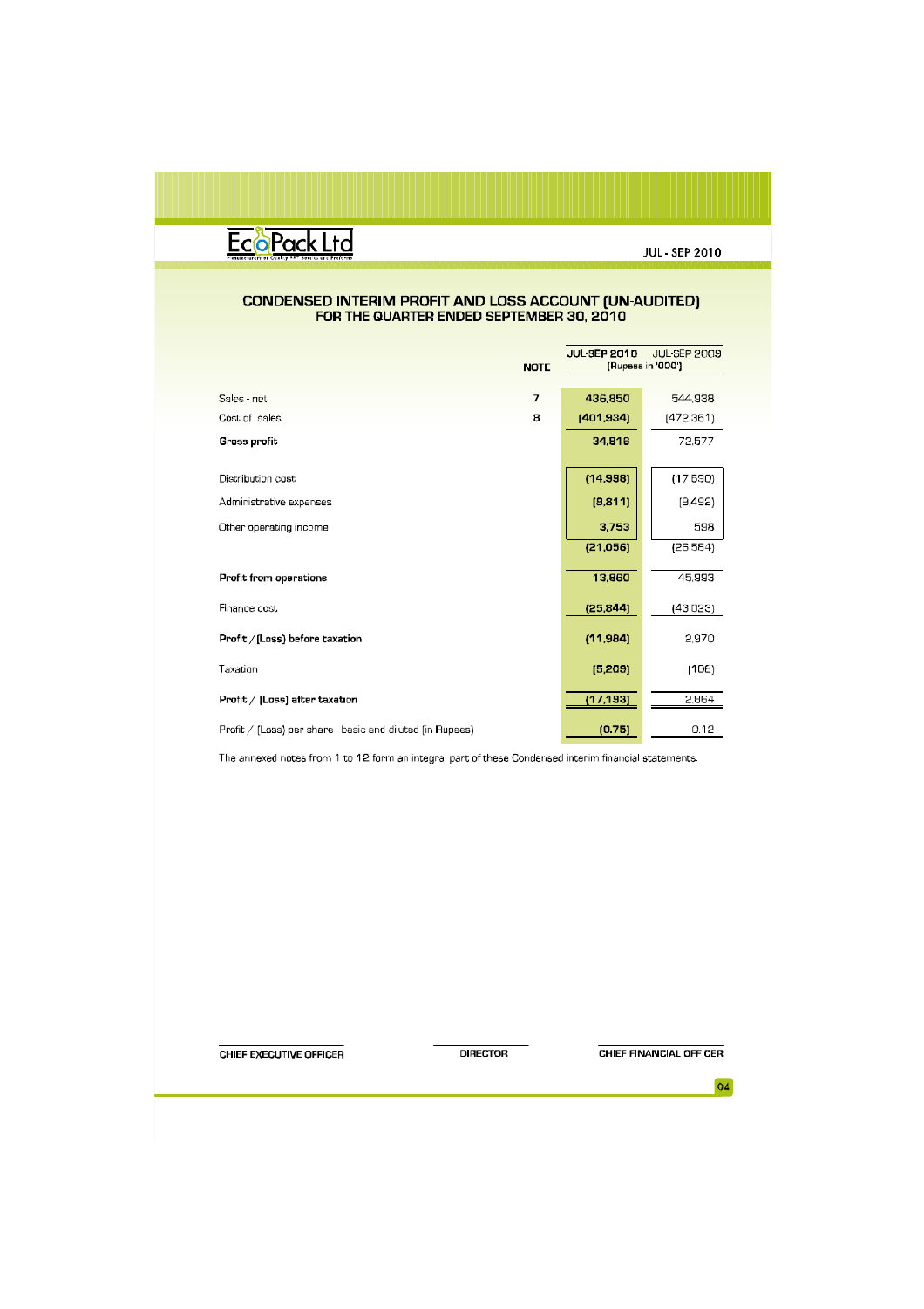# CONDENSED INTERIM PROFIT AND LOSS ACCOUNT (UN-AUDITED)
## FOR THE QUARTER ENDED SEPTEMBER 30, 2010

| | NOTE | JUL-SEP 2010 | JUL-SEP 2009 |
|---|---|---|---|
| | | (Rupees in '000') | |
| Sales - net | 7 | 436,850 | 544,938 |
| Cost of sales | 8 | (401,934) | (472,361) |
| **Gross profit** | | 34,916 | 72,577 |
| Distribution cost | | (14,998) | (17,690) |
| Administrative expenses | | (9,811) | (9,492) |
| Other operating income | | 3,753 | 598 |
| | | (21,056) | (26,584) |
| **Profit from operations** | | 13,860 | 45,993 |
| Finance cost | | (25,844) | (43,023) |
| **Profit / (Loss) before taxation** | | (11,984) | 2,970 |
| Taxation | | (5,209) | (106) |
| **Profit / (Loss) after taxation** | | (17,193) | 2,864 |
| Profit / (Loss) per share - basic and diluted (in Rupees) | | (0.75) | 0.12 |

The annexed notes from 1 to 12 form an integral part of these Condensed interim financial statements.

CHIEF EXECUTIVE OFFICER | DIRECTOR | CHIEF FINANCIAL OFFICER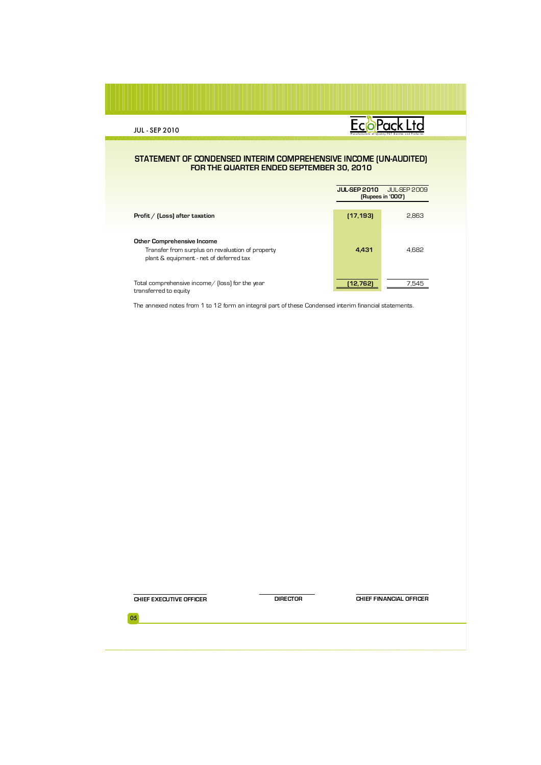## STATEMENT OF CONDENSED INTERIM COMPREHENSIVE INCOME (UN-AUDITED)
## FOR THE QUARTER ENDED SEPTEMBER 30, 2010

| | JUL-SEP 2010 | JUL-SEP 2009 |
|---|---|---|
| | (Rupees in '000') | |
| **Profit / (Loss) after taxation** | **(17,193)** | 2,863 |
| **Other Comprehensive Income** | | |
| Transfer from surplus on revaluation of property plant & equipment - net of deferred tax | **4,431** | 4,682 |
| Total comprehensive income/ (loss) for the year transferred to equity | **(12,762)** | 7,545 |

The annexed notes from 1 to 12 form an integral part of these Condensed interim financial statements.

| CHIEF EXECUTIVE OFFICER | DIRECTOR | CHIEF FINANCIAL OFFICER |
|---|---|---|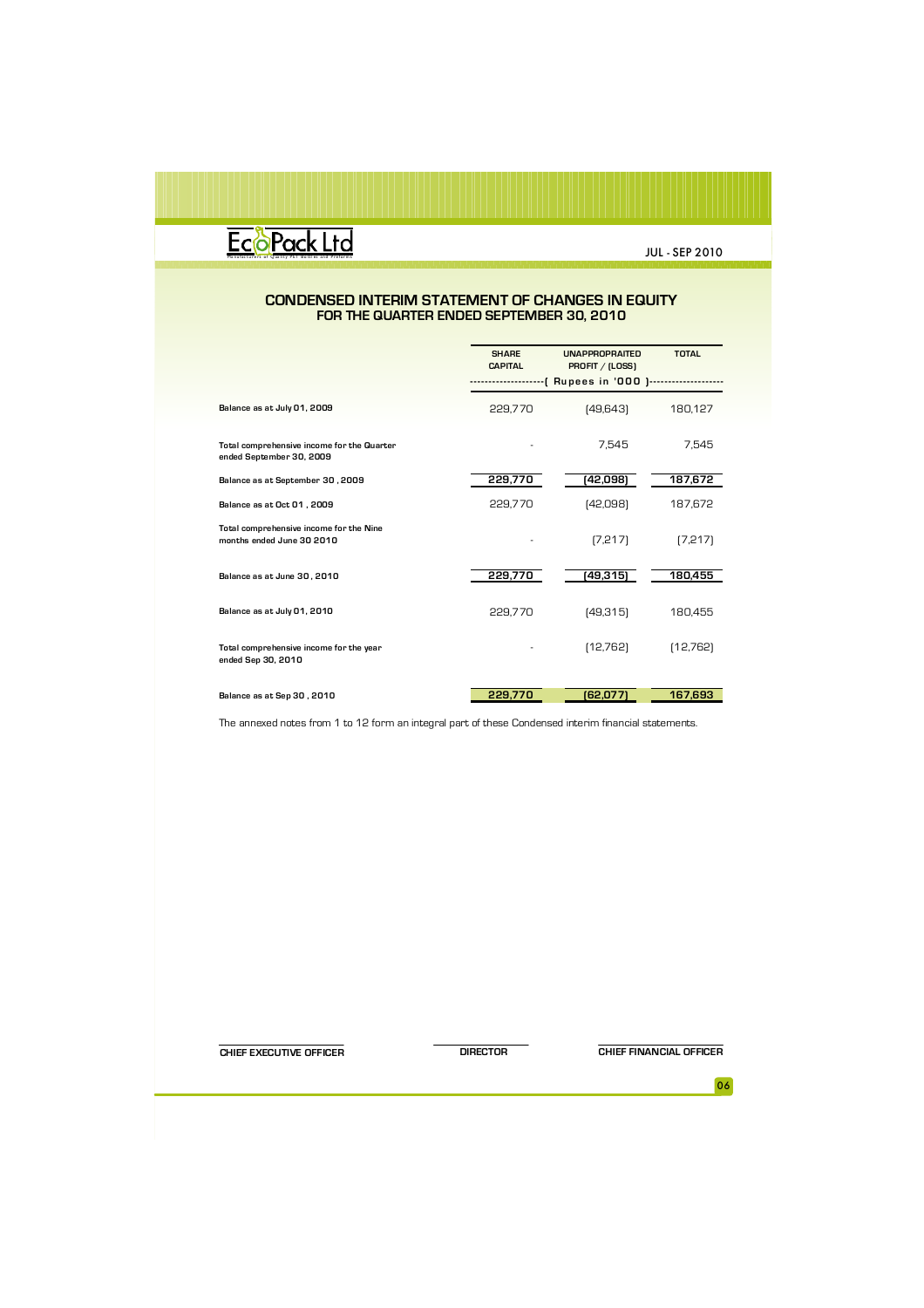# CONDENSED INTERIM STATEMENT OF CHANGES IN EQUITY
## FOR THE QUARTER ENDED SEPTEMBER 30, 2010

| | SHARE CAPITAL | UNAPPROPRAITED PROFIT / (LOSS) | TOTAL |
|---|---|---|---|
| | ( Rupees in '000 ) | | |
| Balance as at July 01, 2009 | 229,770 | (49,643) | 180,127 |
| Total comprehensive income for the Quarter ended September 30, 2009 | - | 7,545 | 7,545 |
| Balance as at September 30 , 2009 | 229,770 | (42,098) | 187,672 |
| Balance as at Oct 01 , 2009 | 229,770 | (42,098) | 187,672 |
| Total comprehensive income for the Nine months ended June 30 2010 | - | (7,217) | (7,217) |
| Balance as at June 30 , 2010 | 229,770 | (49,315) | 180,455 |
| Balance as at July 01, 2010 | 229,770 | (49,315) | 180,455 |
| Total comprehensive income for the year ended Sep 30, 2010 | - | (12,762) | (12,762) |
| Balance as at Sep 30 , 2010 | 229,770 | (62,077) | 167,693 |

The annexed notes from 1 to 12 form an integral part of these Condensed interim financial statements.

CHIEF EXECUTIVE OFFICER | DIRECTOR | CHIEF FINANCIAL OFFICER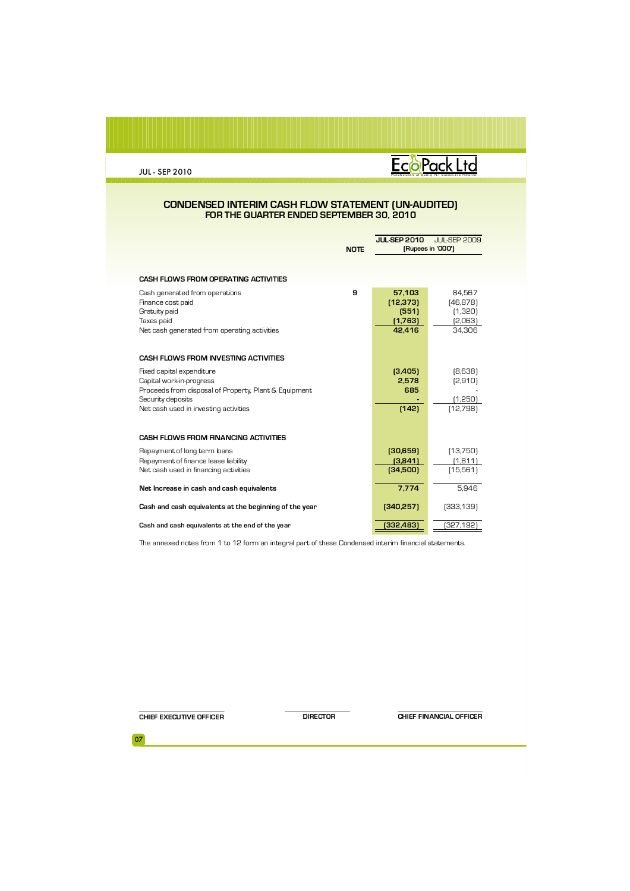# CONDENSED INTERIM CASH FLOW STATEMENT (UN-AUDITED)
## FOR THE QUARTER ENDED SEPTEMBER 30, 2010

| | NOTE | JUL-SEP 2010 | JUL-SEP 2009 |
|---|---|---|---|
| | | (Rupees in '000') | |
| **CASH FLOWS FROM OPERATING ACTIVITIES** | | | |
| Cash generated from operations | 9 | 57,103 | 84,567 |
| Finance cost paid | | (12,373) | (46,878) |
| Gratuity paid | | (551) | (1,320) |
| Taxes paid | | (1,763) | (2,063) |
| Net cash generated from operating activities | | 42,416 | 34,306 |
| **CASH FLOWS FROM INVESTING ACTIVITIES** | | | |
| Fixed capital expenditure | | (3,405) | (8,638) |
| Capital work-in-progress | | 2,578 | (2,910) |
| Proceeds from disposal of Property, Plant & Equipment | | 685 | - |
| Security deposits | | - | (1,250) |
| Net cash used in investing activities | | (142) | (12,798) |
| **CASH FLOWS FROM FINANCING ACTIVITIES** | | | |
| Repayment of long term loans | | (30,659) | (13,750) |
| Repayment of finance lease liability | | (3,841) | (1,811) |
| Net cash used in financing activities | | (34,500) | (15,561) |
| **Net Increase in cash and cash equivalents** | | 7,774 | 5,946 |
| **Cash and cash equivalents at the beginning of the year** | | (340,257) | (333,139) |
| **Cash and cash equivalents at the end of the year** | | (332,483) | (327,192) |

The annexed notes from 1 to 12 form an integral part of these Condensed interim financial statements.

**CHIEF EXECUTIVE OFFICER** **DIRECTOR** **CHIEF FINANCIAL OFFICER**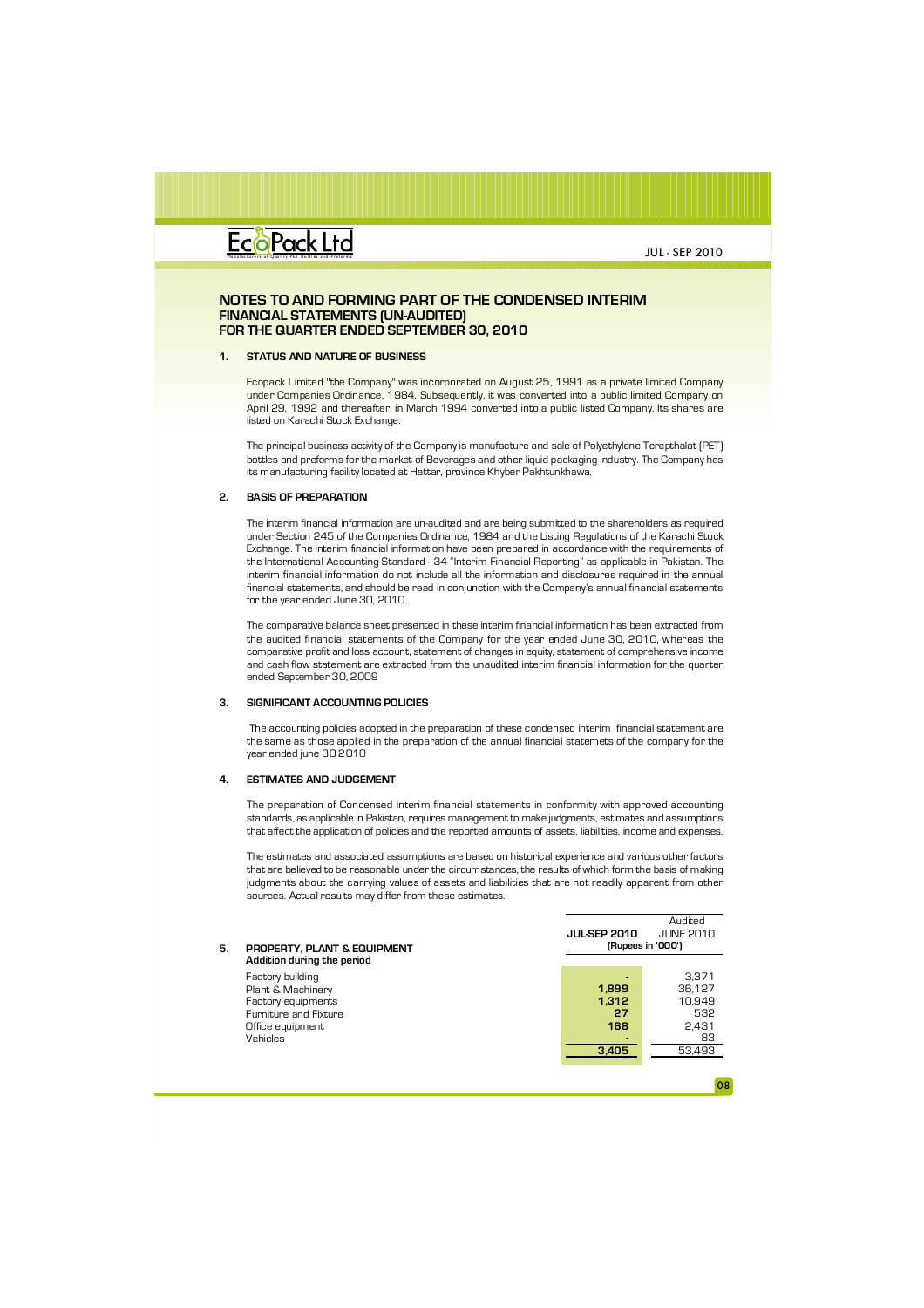# NOTES TO AND FORMING PART OF THE CONDENSED INTERIM FINANCIAL STATEMENTS (UN-AUDITED) FOR THE QUARTER ENDED SEPTEMBER 30, 2010

## 1. STATUS AND NATURE OF BUSINESS

Ecopack Limited "the Company" was incorporated on August 25, 1991 as a private limited Company under Companies Ordinance, 1984. Subsequently, it was converted into a public limited Company on April 29, 1992 and thereafter, in March 1994 converted into a public listed Company. Its shares are listed on Karachi Stock Exchange.

The principal business activity of the Company is manufacture and sale of Polyethylene Terepthalat (PET) bottles and preforms for the market of Beverages and other liquid packaging industry. The Company has its manufacturing facility located at Hattar, province Khyber Pakhtunkhawa.

## 2. BASIS OF PREPARATION

The interim financial information are un-audited and are being submitted to the shareholders as required under Section 245 of the Companies Ordinance, 1984 and the Listing Regulations of the Karachi Stock Exchange. The interim financial information have been prepared in accordance with the requirements of the International Accounting Standard - 34 "Interim Financial Reporting" as applicable in Pakistan. The interim financial information do not include all the information and disclosures required in the annual financial statements, and should be read in conjunction with the Company's annual financial statements for the year ended June 30, 2010.

The comparative balance sheet presented in these interim financial information has been extracted from the audited financial statements of the Company for the year ended June 30, 2010, whereas the comparative profit and loss account, statement of changes in equity, statement of comprehensive income and cash flow statement are extracted from the unaudited interim financial information for the quarter ended September 30, 2009

## 3. SIGNIFICANT ACCOUNTING POLICIES

The accounting policies adopted in the preparation of these condensed interim financial statement are the same as those applied in the preparation of the annual financial statemets of the company for the year ended june 30 2010

## 4. ESTIMATES AND JUDGEMENT

The preparation of Condensed interim financial statements in conformity with approved accounting standards, as applicable in Pakistan, requires management to make judgments, estimates and assumptions that affect the application of policies and the reported amounts of assets, liabilities, income and expenses.

The estimates and associated assumptions are based on historical experience and various other factors that are believed to be reasonable under the circumstances, the results of which form the basis of making judgments about the carrying values of assets and liabilities that are not readily apparent from other sources. Actual results may differ from these estimates.

## 5. PROPERTY, PLANT & EQUIPMENT

| **Addition during the period** | **JUL-SEP 2010** | Audited JUNE 2010 |
|---|---|---|
| | (Rupees in '000') | |
| Factory building | - | 3,371 |
| Plant & Machinery | **1,899** | 36,127 |
| Factory equipments | **1,312** | 10,949 |
| Furniture and Fixture | **27** | 532 |
| Office equipment | **168** | 2,431 |
| Vehicles | - | 83 |
| | **3,405** | 53,493 |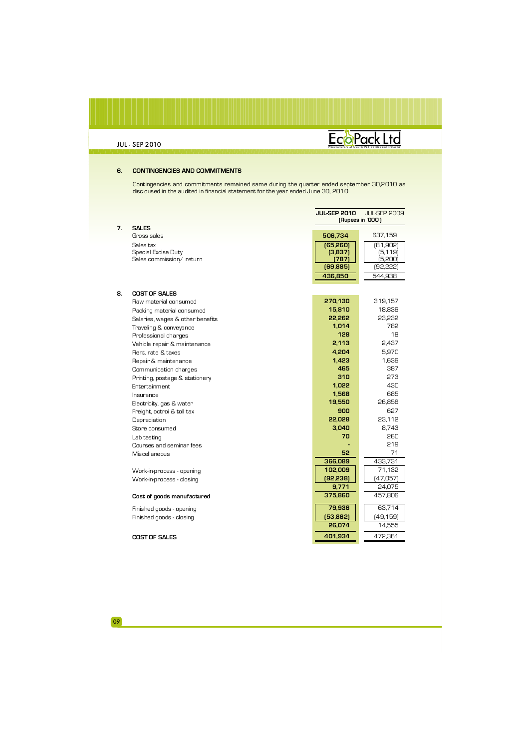## 6. CONTINGENCIES AND COMMITMENTS

Contingencies and commitments remained same during the quarter ended september 30,2010 as disclosued in the audited in financial statement for the year ended June 30, 2010

| | JUL-SEP 2010 | JUL-SEP 2009 |
|---|---|---|
| | (Rupees in '000') | |
| **7. SALES** | | |
| Gross sales | **506,734** | 637,159 |
| Sales tax | **(65,260)** | (81,902) |
| Special Excise Duty | **(3,837)** | (5,119) |
| Sales commission/ return | **(787)** | (5,200) |
| | **(69,885)** | (92,222) |
| | **436,850** | 544,938 |
| **8. COST OF SALES** | | |
| Raw material consumed | **270,130** | 319,157 |
| Packing material consumed | **15,810** | 18,836 |
| Salaries, wages & other benefits | **22,262** | 23,232 |
| Traveling & conveyance | **1,014** | 782 |
| Professional charges | **128** | 18 |
| Vehicle repair & maintenance | **2,113** | 2,437 |
| Rent, rate & taxes | **4,204** | 5,970 |
| Repair & maintenance | **1,423** | 1,636 |
| Communication charges | **465** | 387 |
| Printing, postage & stationery | **310** | 273 |
| Entertainment | **1,022** | 430 |
| Insurance | **1,568** | 685 |
| Electricity, gas & water | **19,550** | 26,856 |
| Freight, octroi & toll tax | **900** | 627 |
| Depreciation | **22,028** | 23,112 |
| Store consumed | **3,040** | 8,743 |
| Lab testing | **70** | 260 |
| Courses and seminar fees | **-** | 219 |
| Miscellaneous | **52** | 71 |
| | **366,089** | 433,731 |
| Work-in-process - opening | **102,009** | 71,132 |
| Work-in-process - closing | **(92,238)** | (47,057) |
| | **9,771** | 24,075 |
| **Cost of goods manufactured** | **375,860** | 457,806 |
| Finished goods - opening | **79,936** | 63,714 |
| Finished goods - closing | **(53,862)** | (49,159) |
| | **26,074** | 14,555 |
| **COST OF SALES** | **401,934** | 472,361 |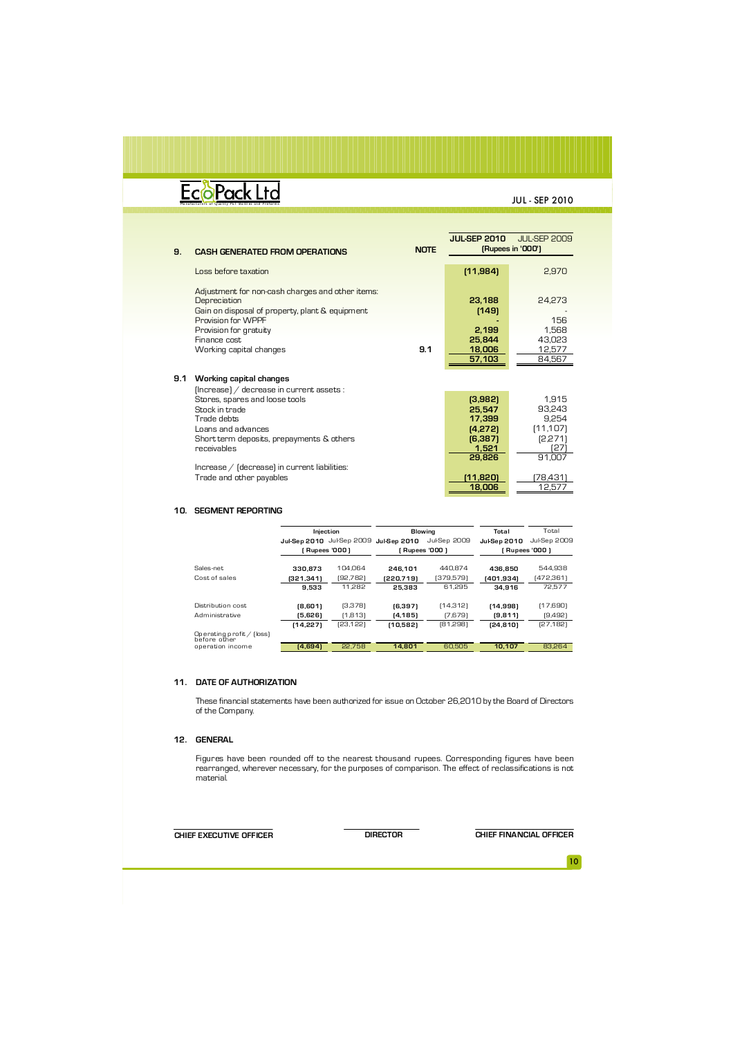## 9. CASH GENERATED FROM OPERATIONS

| | NOTE | JUL-SEP 2010 | JUL-SEP 2009 |
|---|---|---|---|
| | | (Rupees in '000') | |
| Loss before taxation | | (11,984) | 2,970 |
| Adjustment for non-cash charges and other items: | | | |
| Depreciation | | 23,188 | 24,273 |
| Gain on disposal of property, plant & equipment | | (149) | - |
| Provision for WPPF | | - | 156 |
| Provision for gratuity | | 2,199 | 1,568 |
| Finance cost | | 25,844 | 43,023 |
| Working capital changes | 9.1 | 18,006 | 12,577 |
| | | 57,103 | 84,567 |

### 9.1 Working capital changes

| | JUL-SEP 2010 | JUL-SEP 2009 |
|---|---|---|
| (Increase) / decrease in current assets : | | |
| Stores, spares and loose tools | (3,982) | 1,915 |
| Stock in trade | 25,547 | 93,243 |
| Trade debts | 17,399 | 9,254 |
| Loans and advances | (4,272) | (11,107) |
| Short term deposits, prepayments & others | (6,387) | (2,271) |
| receivables | 1,521 | (27) |
| | 29,826 | 91,007 |
| Increase / (decrease) in current liabilities: | | |
| Trade and other payables | (11,820) | (78,431) |
| | 18,006 | 12,577 |

## 10. SEGMENT REPORTING

| | Injection | | Blowing | | Total | Total |
|---|---|---|---|---|---|---|
| | Jul-Sep 2010 | Jul-Sep 2009 | Jul-Sep 2010 | Jul-Sep 2009 | Jul-Sep 2010 | Jul-Sep 2009 |
| | ( Rupees '000 ) | | ( Rupees '000 ) | | ( Rupees '000 ) | |
| Sales-net | 330,873 | 104,064 | 246,101 | 440,874 | 436,850 | 544,938 |
| Cost of sales | (321,341) | (92,782) | (220,719) | (379,579) | (401,934) | (472,361) |
| | 9,533 | 11,282 | 25,383 | 61,295 | 34,916 | 72,577 |
| Distribution cost | (8,601) | (3,378) | (6,397) | (14,312) | (14,998) | (17,690) |
| Administrative | (5,626) | (1,813) | (4,185) | (7,679) | (9,811) | (9,492) |
| | (14,227) | (23,122) | (10,582) | (81,298) | (24,810) | (27,182) |
| Operating profit / (loss) before other operation income | (4,694) | 22,758 | 14,801 | 60,505 | 10,107 | 83,264 |

## 11. DATE OF AUTHORIZATION

These financial statements have been authorized for issue on October 26,2010 by the Board of Directors of the Company.

## 12. GENERAL

Figures have been rounded off to the nearest thousand rupees. Corresponding figures have been rearranged, wherever necessary, for the purposes of comparison. The effect of reclassifications is not material.

**CHIEF EXECUTIVE OFFICER** **DIRECTOR** **CHIEF FINANCIAL OFFICER**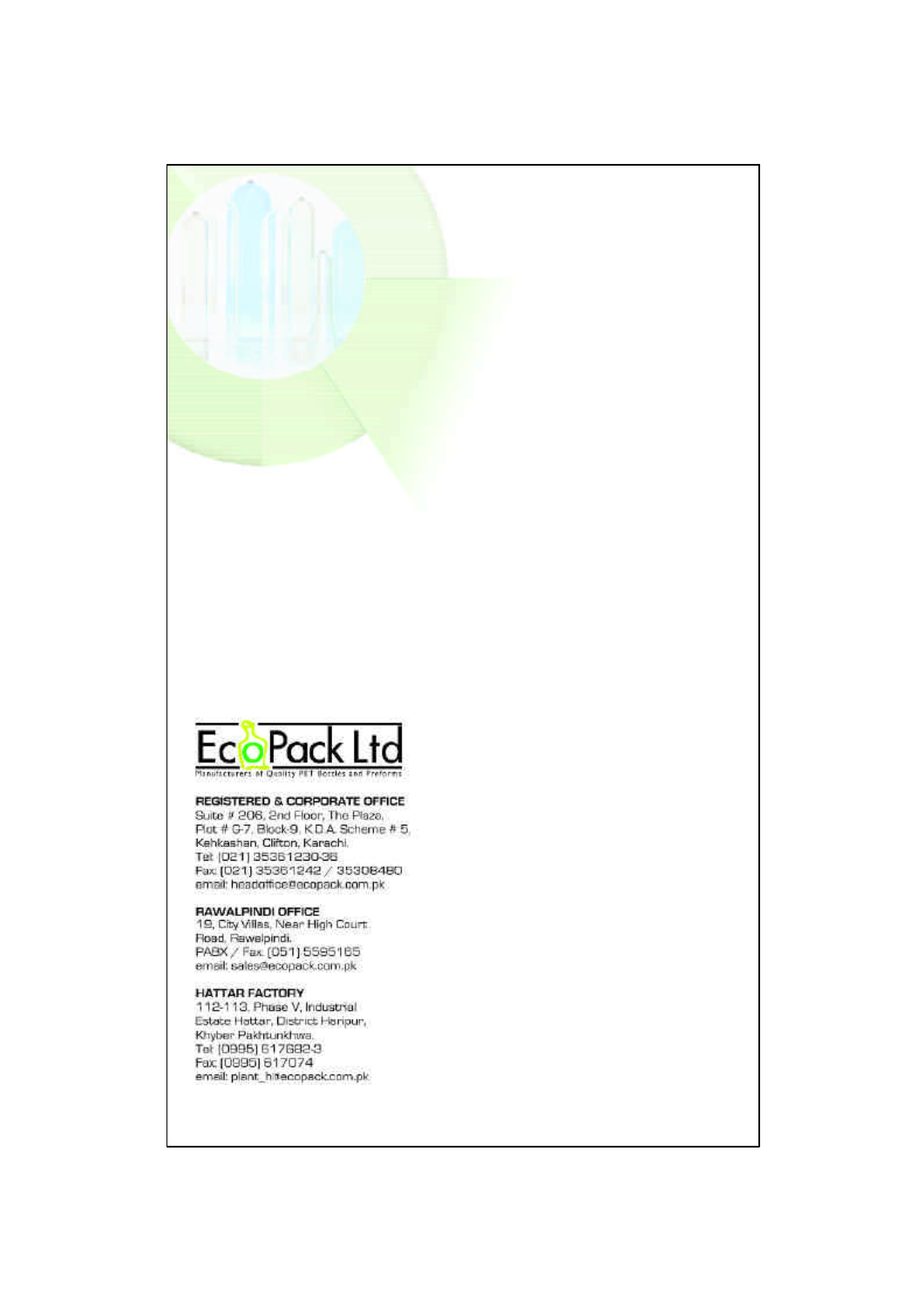**EcoPack Ltd**

Manufacturers of Quality PET Bottles and Preforms

**REGISTERED & CORPORATE OFFICE**
Suite # 206, 2nd Floor, The Plaza,
Plot # G-7, Block-9, K.D.A. Scheme # 5,
Kehkashan, Clifton, Karachi.
Tel: (021) 35361230-36
Fax: (021) 35361242 / 35308480
email: headoffice@ecopack.com.pk

**RAWALPINDI OFFICE**
19, City Villas, Near High Court
Road, Rawalpindi.
PABX / Fax: (051) 5595165
email: sales@ecopack.com.pk

**HATTAR FACTORY**
112-113, Phase V, Industrial
Estate Hattar, District Haripur,
Khyber Pakhtunkhwa.
Tel: (0995) 617682-3
Fax: (0995) 617074
email: plant_h@ecopack.com.pk